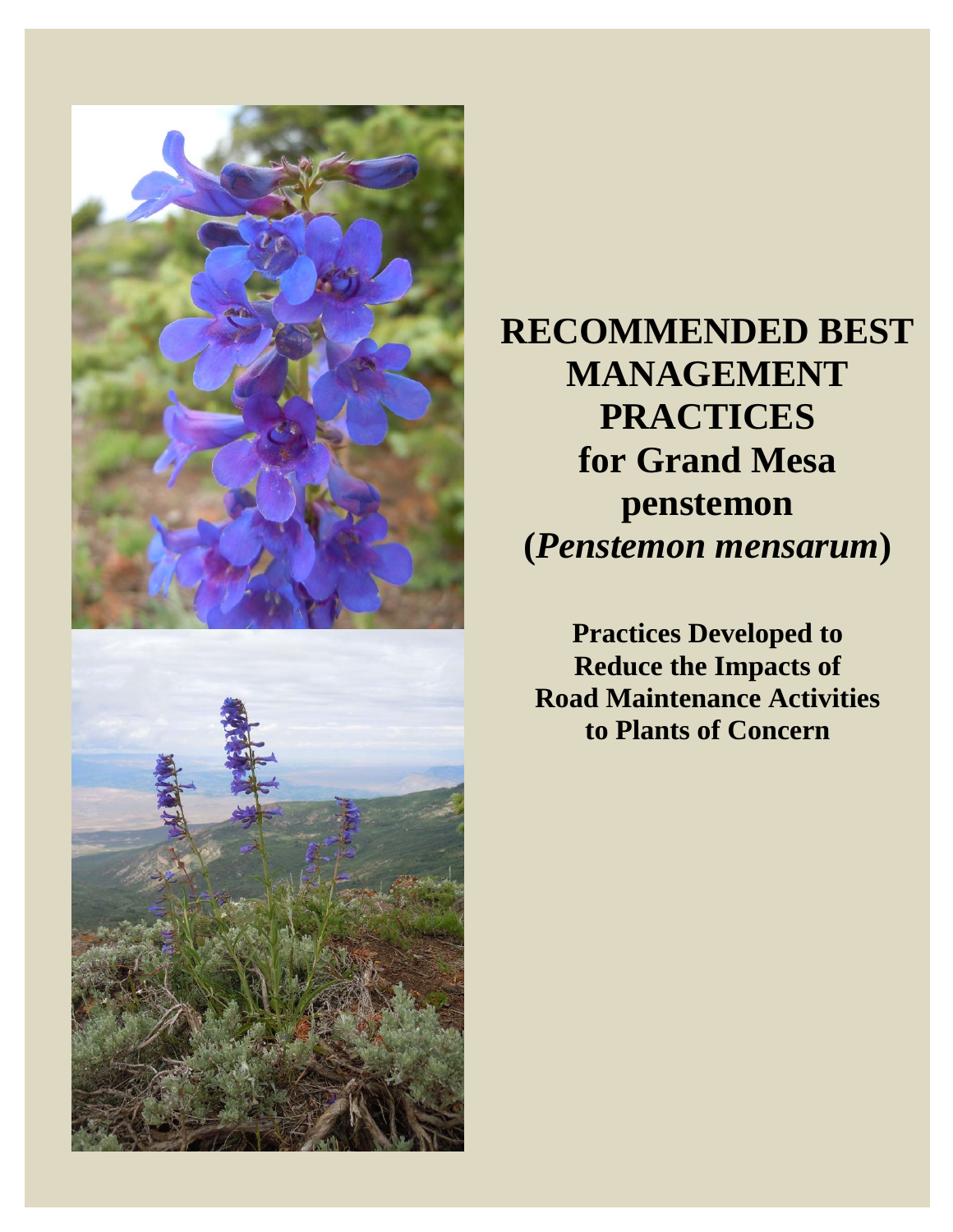# RECOMMENDED BEST MANAGEMENT PRACTICES for Grand Mesa penstemon (*Penstemon mensarum*)

**Practices Developed to Reduce the Impacts of Road Maintenance Activities to Plants of Concern**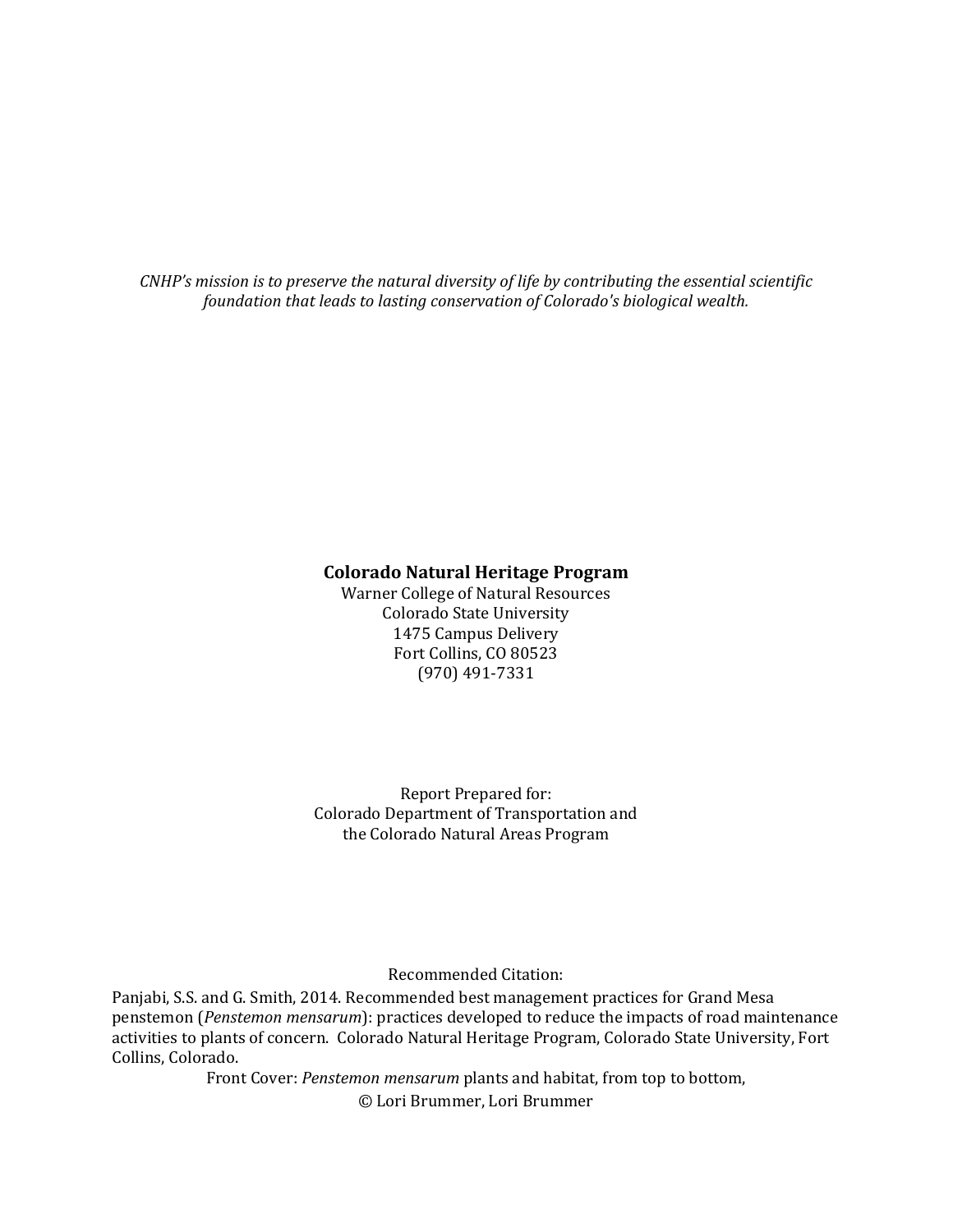*CNHP's mission is to preserve the natural diversity of life by contributing the essential scientific foundation that leads to lasting conservation of Colorado's biological wealth.*

**Colorado Natural Heritage Program**
Warner College of Natural Resources
Colorado State University
1475 Campus Delivery
Fort Collins, CO 80523
(970) 491-7331

Report Prepared for:
Colorado Department of Transportation and
the Colorado Natural Areas Program

Recommended Citation:
Panjabi, S.S. and G. Smith, 2014. Recommended best management practices for Grand Mesa penstemon (*Penstemon mensarum*): practices developed to reduce the impacts of road maintenance activities to plants of concern. Colorado Natural Heritage Program, Colorado State University, Fort Collins, Colorado.

Front Cover: *Penstemon mensarum* plants and habitat, from top to bottom,
© Lori Brummer, Lori Brummer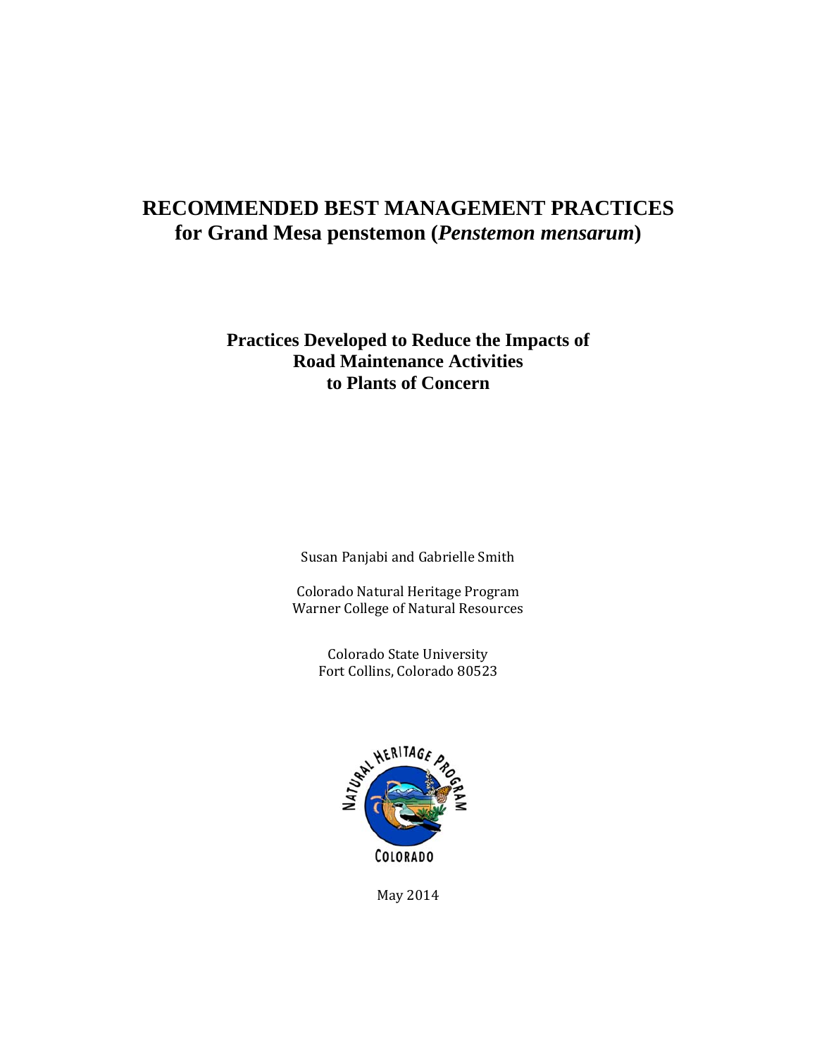# RECOMMENDED BEST MANAGEMENT PRACTICES for Grand Mesa penstemon (*Penstemon mensarum*)

**Practices Developed to Reduce the Impacts of Road Maintenance Activities to Plants of Concern**

Susan Panjabi and Gabrielle Smith

Colorado Natural Heritage Program
Warner College of Natural Resources

Colorado State University
Fort Collins, Colorado 80523

COLORADO

May 2014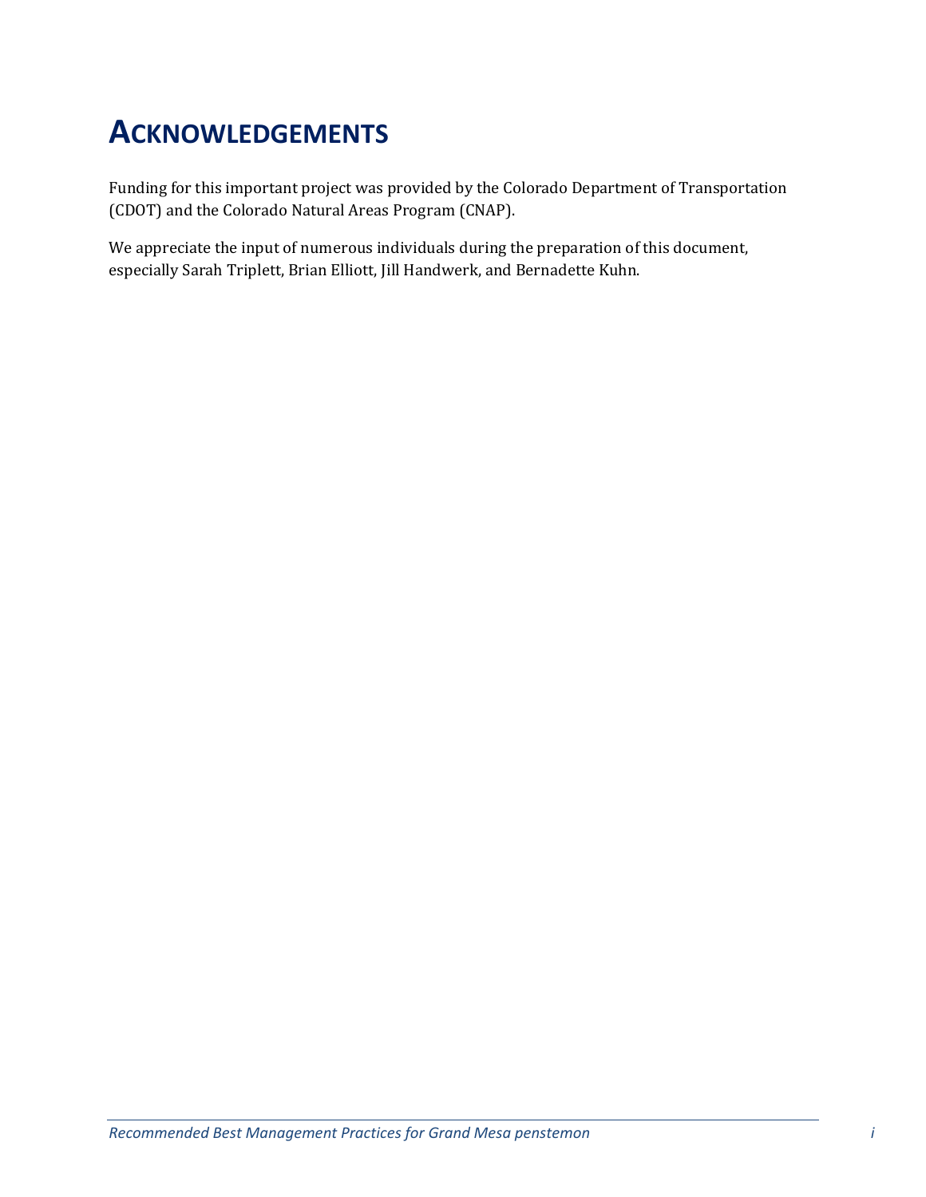# ACKNOWLEDGEMENTS

Funding for this important project was provided by the Colorado Department of Transportation (CDOT) and the Colorado Natural Areas Program (CNAP).

We appreciate the input of numerous individuals during the preparation of this document, especially Sarah Triplett, Brian Elliott, Jill Handwerk, and Bernadette Kuhn.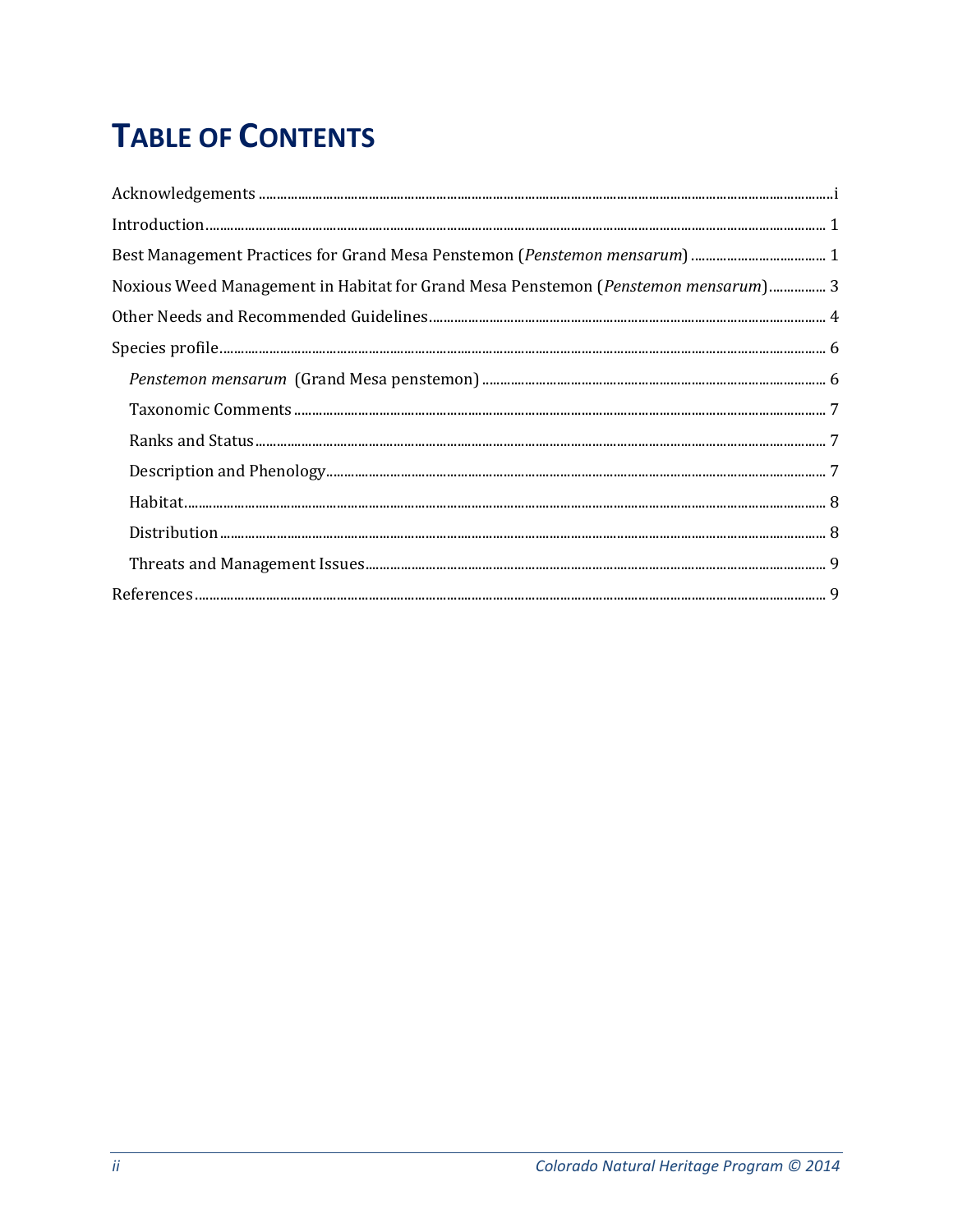# TABLE OF CONTENTS

Acknowledgements .......... i

Introduction .......... 1

Best Management Practices for Grand Mesa Penstemon (*Penstemon mensarum*) .......... 1

Noxious Weed Management in Habitat for Grand Mesa Penstemon (*Penstemon mensarum*) .......... 3

Other Needs and Recommended Guidelines .......... 4

Species profile .......... 6

- *Penstemon mensarum* (Grand Mesa penstemon) .......... 6
- Taxonomic Comments .......... 7
- Ranks and Status .......... 7
- Description and Phenology .......... 7
- Habitat .......... 8
- Distribution .......... 8
- Threats and Management Issues .......... 9

References .......... 9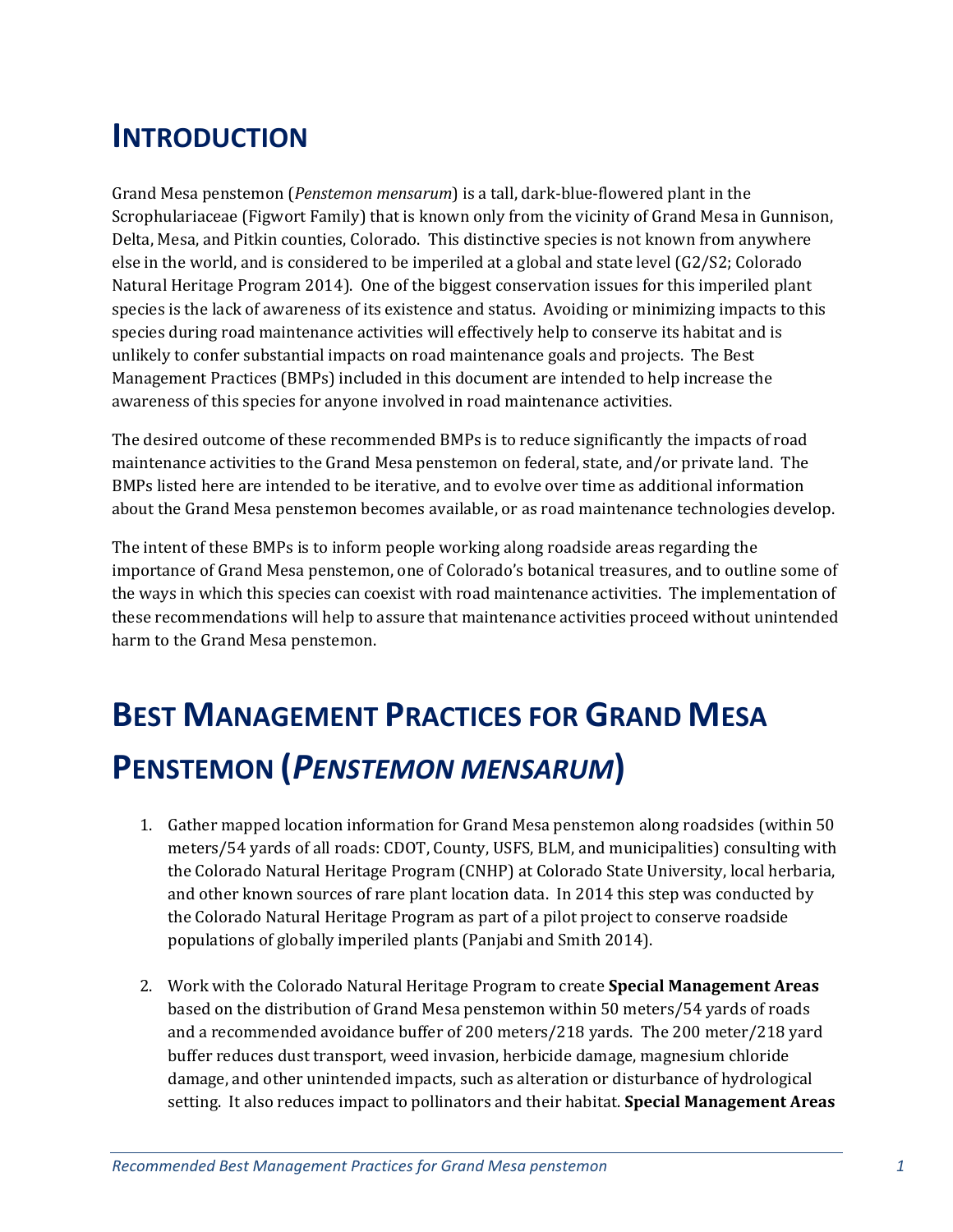# INTRODUCTION

Grand Mesa penstemon (*Penstemon mensarum*) is a tall, dark-blue-flowered plant in the Scrophulariaceae (Figwort Family) that is known only from the vicinity of Grand Mesa in Gunnison, Delta, Mesa, and Pitkin counties, Colorado. This distinctive species is not known from anywhere else in the world, and is considered to be imperiled at a global and state level (G2/S2; Colorado Natural Heritage Program 2014). One of the biggest conservation issues for this imperiled plant species is the lack of awareness of its existence and status. Avoiding or minimizing impacts to this species during road maintenance activities will effectively help to conserve its habitat and is unlikely to confer substantial impacts on road maintenance goals and projects. The Best Management Practices (BMPs) included in this document are intended to help increase the awareness of this species for anyone involved in road maintenance activities.

The desired outcome of these recommended BMPs is to reduce significantly the impacts of road maintenance activities to the Grand Mesa penstemon on federal, state, and/or private land. The BMPs listed here are intended to be iterative, and to evolve over time as additional information about the Grand Mesa penstemon becomes available, or as road maintenance technologies develop.

The intent of these BMPs is to inform people working along roadside areas regarding the importance of Grand Mesa penstemon, one of Colorado's botanical treasures, and to outline some of the ways in which this species can coexist with road maintenance activities. The implementation of these recommendations will help to assure that maintenance activities proceed without unintended harm to the Grand Mesa penstemon.

# BEST MANAGEMENT PRACTICES FOR GRAND MESA PENSTEMON (*PENSTEMON MENSARUM*)

1. Gather mapped location information for Grand Mesa penstemon along roadsides (within 50 meters/54 yards of all roads: CDOT, County, USFS, BLM, and municipalities) consulting with the Colorado Natural Heritage Program (CNHP) at Colorado State University, local herbaria, and other known sources of rare plant location data. In 2014 this step was conducted by the Colorado Natural Heritage Program as part of a pilot project to conserve roadside populations of globally imperiled plants (Panjabi and Smith 2014).

2. Work with the Colorado Natural Heritage Program to create **Special Management Areas** based on the distribution of Grand Mesa penstemon within 50 meters/54 yards of roads and a recommended avoidance buffer of 200 meters/218 yards. The 200 meter/218 yard buffer reduces dust transport, weed invasion, herbicide damage, magnesium chloride damage, and other unintended impacts, such as alteration or disturbance of hydrological setting. It also reduces impact to pollinators and their habitat. **Special Management Areas**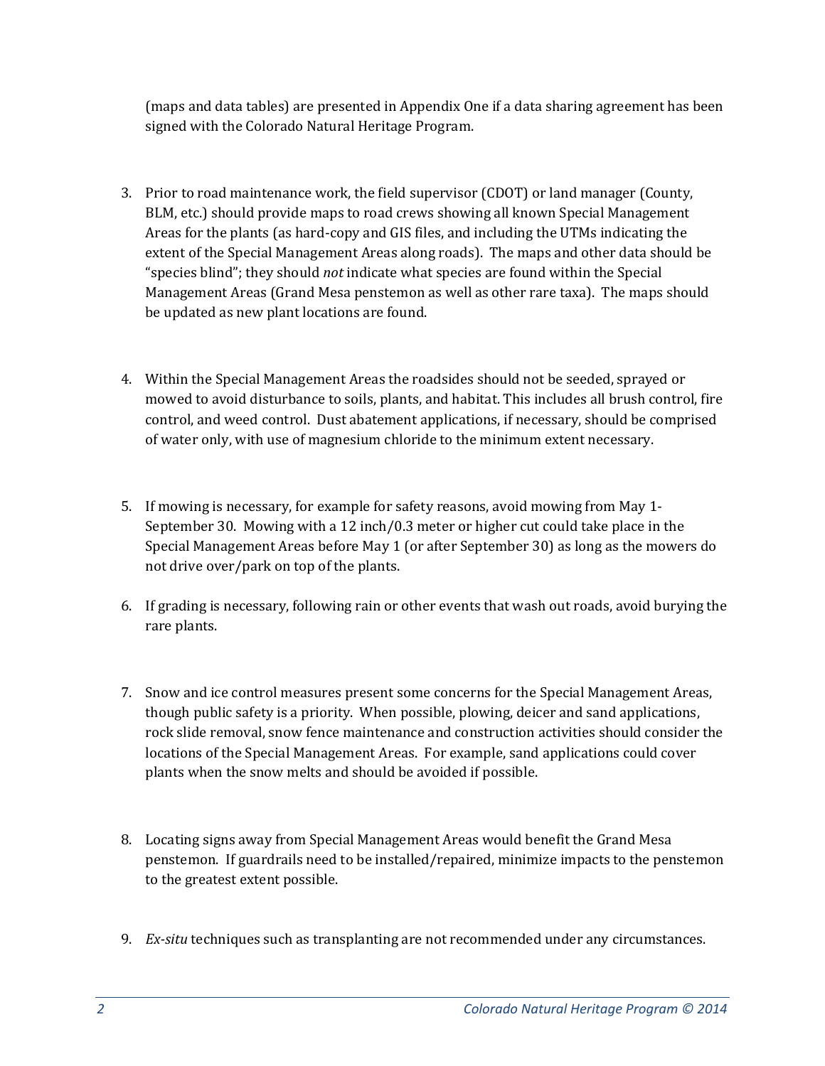(maps and data tables) are presented in Appendix One if a data sharing agreement has been signed with the Colorado Natural Heritage Program.

3. Prior to road maintenance work, the field supervisor (CDOT) or land manager (County, BLM, etc.) should provide maps to road crews showing all known Special Management Areas for the plants (as hard-copy and GIS files, and including the UTMs indicating the extent of the Special Management Areas along roads). The maps and other data should be "species blind"; they should *not* indicate what species are found within the Special Management Areas (Grand Mesa penstemon as well as other rare taxa). The maps should be updated as new plant locations are found.

4. Within the Special Management Areas the roadsides should not be seeded, sprayed or mowed to avoid disturbance to soils, plants, and habitat. This includes all brush control, fire control, and weed control. Dust abatement applications, if necessary, should be comprised of water only, with use of magnesium chloride to the minimum extent necessary.

5. If mowing is necessary, for example for safety reasons, avoid mowing from May 1-September 30. Mowing with a 12 inch/0.3 meter or higher cut could take place in the Special Management Areas before May 1 (or after September 30) as long as the mowers do not drive over/park on top of the plants.

6. If grading is necessary, following rain or other events that wash out roads, avoid burying the rare plants.

7. Snow and ice control measures present some concerns for the Special Management Areas, though public safety is a priority. When possible, plowing, deicer and sand applications, rock slide removal, snow fence maintenance and construction activities should consider the locations of the Special Management Areas. For example, sand applications could cover plants when the snow melts and should be avoided if possible.

8. Locating signs away from Special Management Areas would benefit the Grand Mesa penstemon. If guardrails need to be installed/repaired, minimize impacts to the penstemon to the greatest extent possible.

9. *Ex-situ* techniques such as transplanting are not recommended under any circumstances.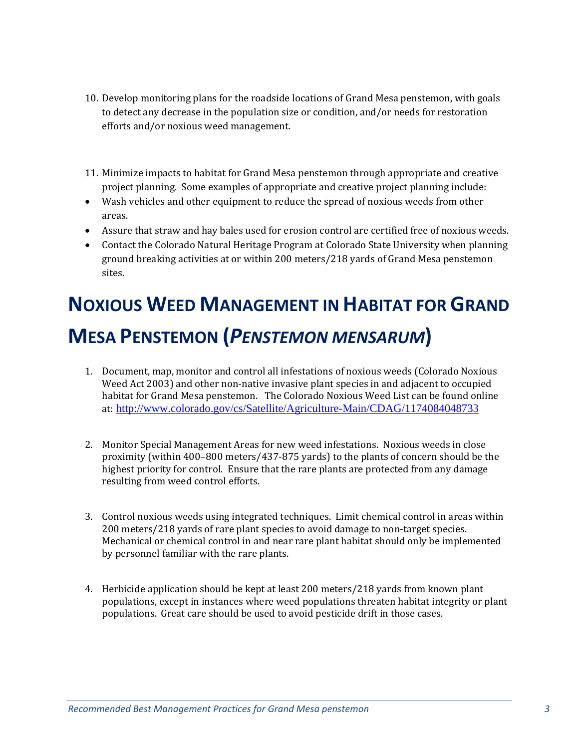10. Develop monitoring plans for the roadside locations of Grand Mesa penstemon, with goals to detect any decrease in the population size or condition, and/or needs for restoration efforts and/or noxious weed management.

11. Minimize impacts to habitat for Grand Mesa penstemon through appropriate and creative project planning. Some examples of appropriate and creative project planning include:

- Wash vehicles and other equipment to reduce the spread of noxious weeds from other areas.
- Assure that straw and hay bales used for erosion control are certified free of noxious weeds.
- Contact the Colorado Natural Heritage Program at Colorado State University when planning ground breaking activities at or within 200 meters/218 yards of Grand Mesa penstemon sites.

# NOXIOUS WEED MANAGEMENT IN HABITAT FOR GRAND MESA PENSTEMON (*PENSTEMON MENSARUM*)

1. Document, map, monitor and control all infestations of noxious weeds (Colorado Noxious Weed Act 2003) and other non-native invasive plant species in and adjacent to occupied habitat for Grand Mesa penstemon. The Colorado Noxious Weed List can be found online at: http://www.colorado.gov/cs/Satellite/Agriculture-Main/CDAG/1174084048733

2. Monitor Special Management Areas for new weed infestations. Noxious weeds in close proximity (within 400–800 meters/437-875 yards) to the plants of concern should be the highest priority for control. Ensure that the rare plants are protected from any damage resulting from weed control efforts.

3. Control noxious weeds using integrated techniques. Limit chemical control in areas within 200 meters/218 yards of rare plant species to avoid damage to non-target species. Mechanical or chemical control in and near rare plant habitat should only be implemented by personnel familiar with the rare plants.

4. Herbicide application should be kept at least 200 meters/218 yards from known plant populations, except in instances where weed populations threaten habitat integrity or plant populations. Great care should be used to avoid pesticide drift in those cases.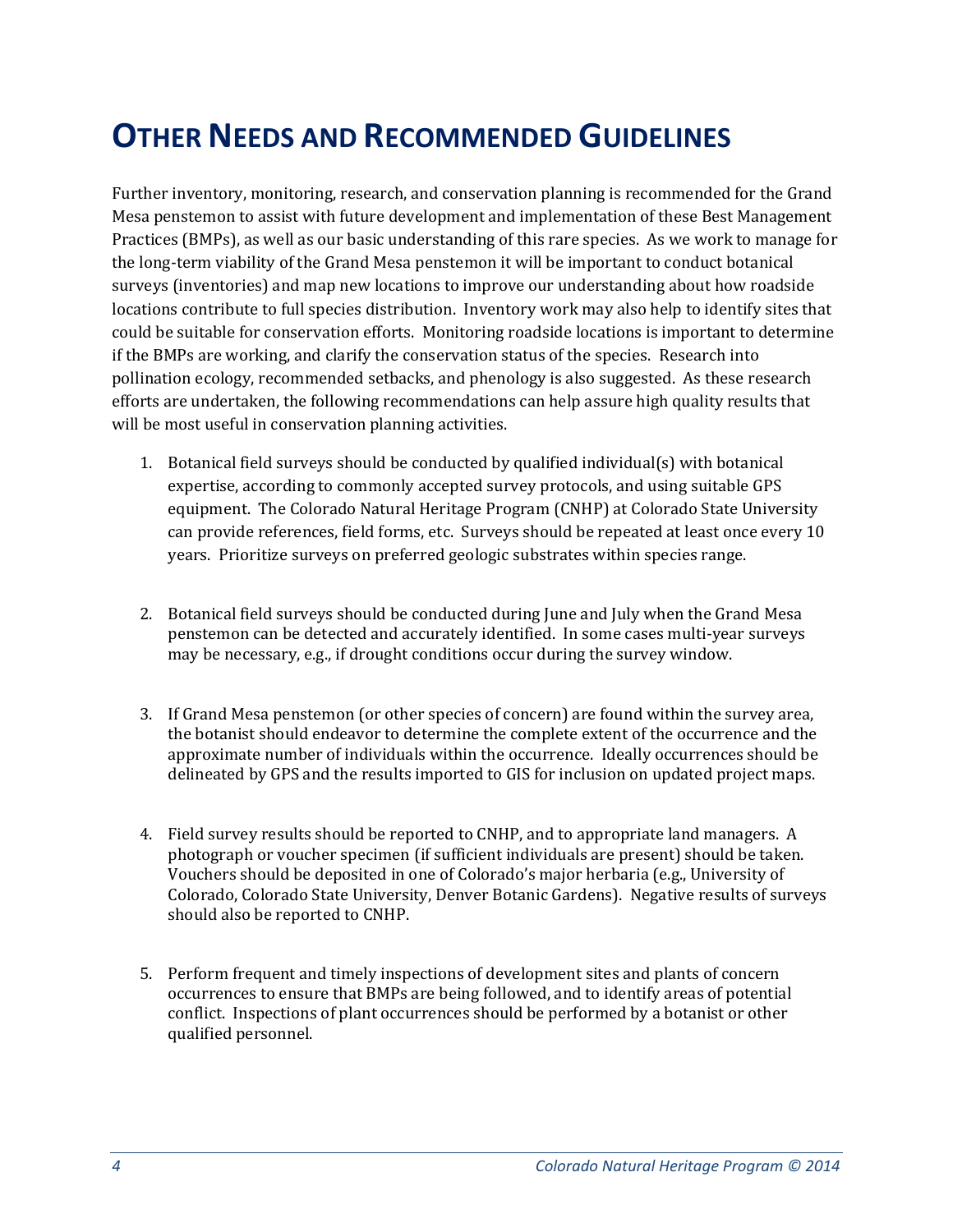# OTHER NEEDS AND RECOMMENDED GUIDELINES

Further inventory, monitoring, research, and conservation planning is recommended for the Grand Mesa penstemon to assist with future development and implementation of these Best Management Practices (BMPs), as well as our basic understanding of this rare species. As we work to manage for the long-term viability of the Grand Mesa penstemon it will be important to conduct botanical surveys (inventories) and map new locations to improve our understanding about how roadside locations contribute to full species distribution. Inventory work may also help to identify sites that could be suitable for conservation efforts. Monitoring roadside locations is important to determine if the BMPs are working, and clarify the conservation status of the species. Research into pollination ecology, recommended setbacks, and phenology is also suggested. As these research efforts are undertaken, the following recommendations can help assure high quality results that will be most useful in conservation planning activities.

1. Botanical field surveys should be conducted by qualified individual(s) with botanical expertise, according to commonly accepted survey protocols, and using suitable GPS equipment. The Colorado Natural Heritage Program (CNHP) at Colorado State University can provide references, field forms, etc. Surveys should be repeated at least once every 10 years. Prioritize surveys on preferred geologic substrates within species range.

2. Botanical field surveys should be conducted during June and July when the Grand Mesa penstemon can be detected and accurately identified. In some cases multi-year surveys may be necessary, e.g., if drought conditions occur during the survey window.

3. If Grand Mesa penstemon (or other species of concern) are found within the survey area, the botanist should endeavor to determine the complete extent of the occurrence and the approximate number of individuals within the occurrence. Ideally occurrences should be delineated by GPS and the results imported to GIS for inclusion on updated project maps.

4. Field survey results should be reported to CNHP, and to appropriate land managers. A photograph or voucher specimen (if sufficient individuals are present) should be taken. Vouchers should be deposited in one of Colorado's major herbaria (e.g., University of Colorado, Colorado State University, Denver Botanic Gardens). Negative results of surveys should also be reported to CNHP.

5. Perform frequent and timely inspections of development sites and plants of concern occurrences to ensure that BMPs are being followed, and to identify areas of potential conflict. Inspections of plant occurrences should be performed by a botanist or other qualified personnel.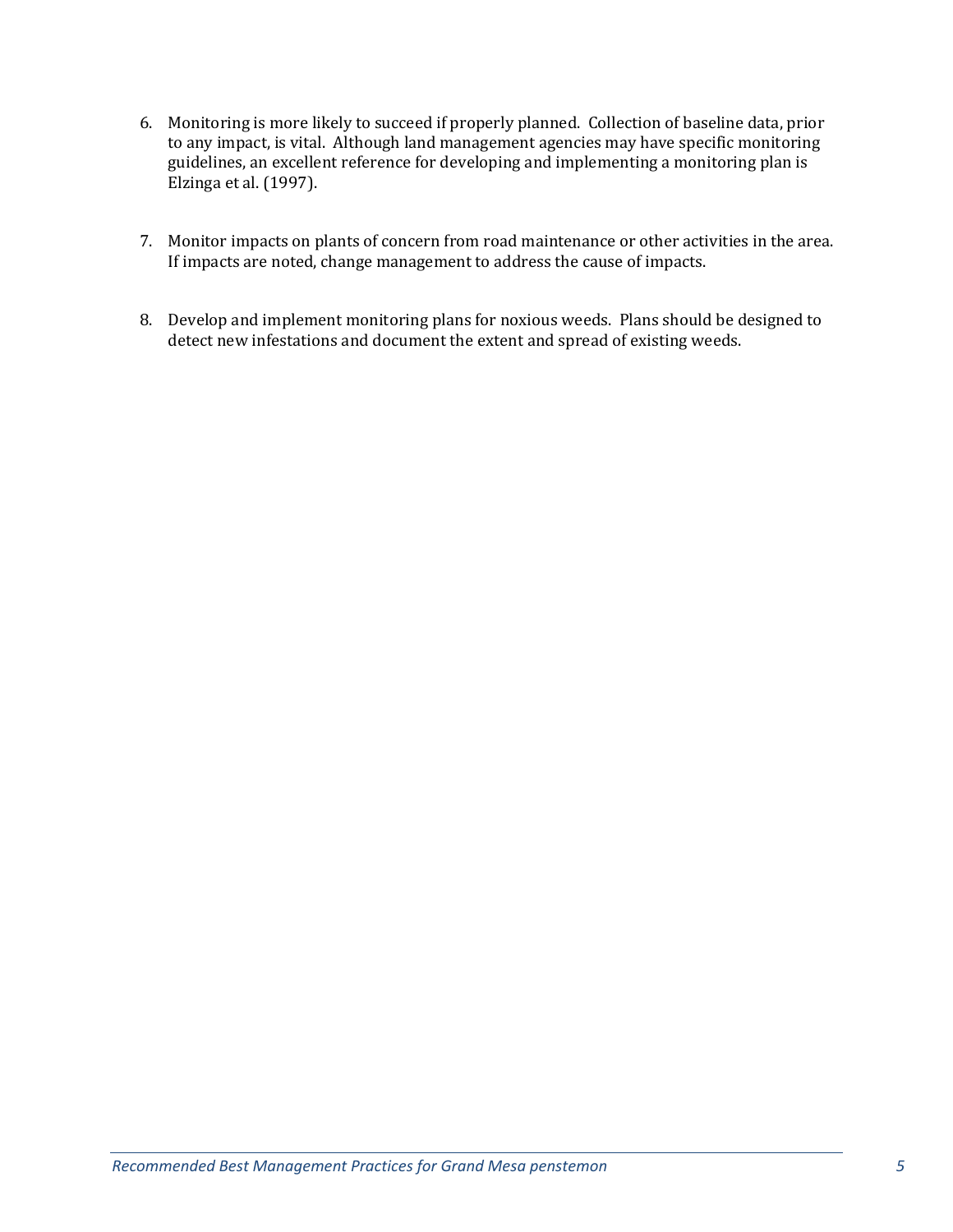6. Monitoring is more likely to succeed if properly planned. Collection of baseline data, prior to any impact, is vital. Although land management agencies may have specific monitoring guidelines, an excellent reference for developing and implementing a monitoring plan is Elzinga et al. (1997).

7. Monitor impacts on plants of concern from road maintenance or other activities in the area. If impacts are noted, change management to address the cause of impacts.

8. Develop and implement monitoring plans for noxious weeds. Plans should be designed to detect new infestations and document the extent and spread of existing weeds.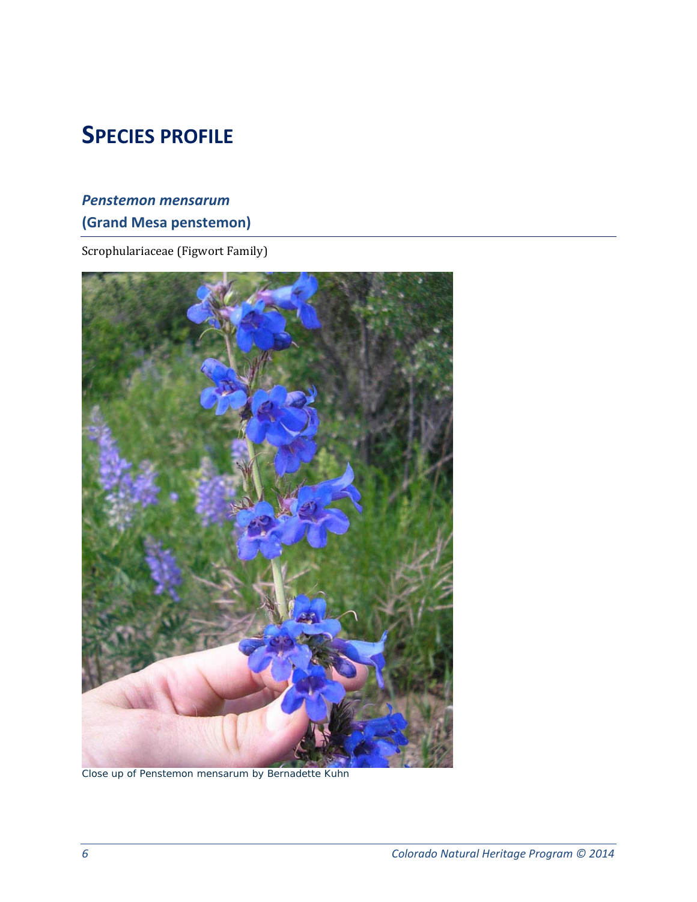# SPECIES PROFILE

## *Penstemon mensarum*
## (Grand Mesa penstemon)

Scrophulariaceae (Figwort Family)

Close up of Penstemon mensarum by Bernadette Kuhn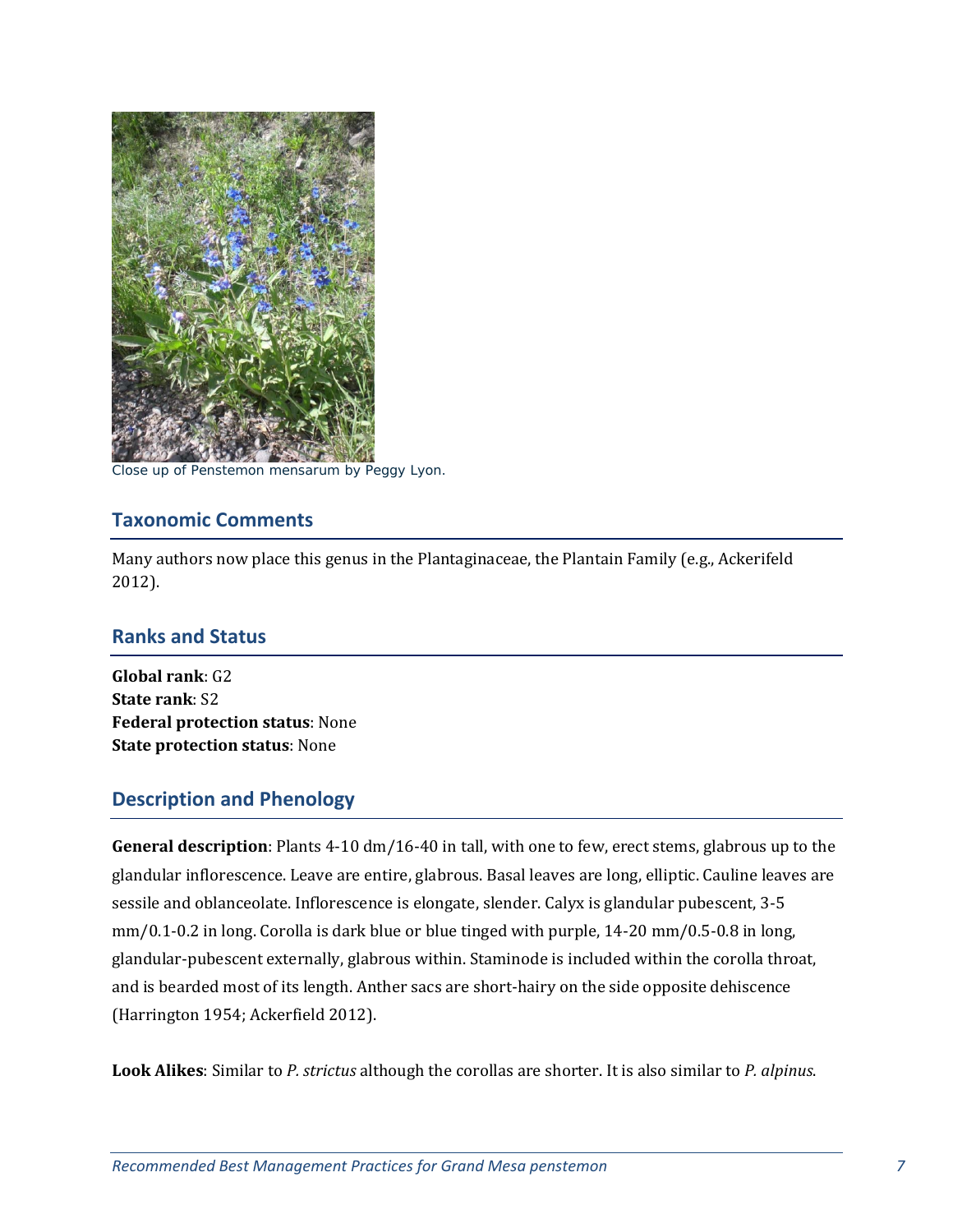Close up of Penstemon mensarum by Peggy Lyon.

## Taxonomic Comments

Many authors now place this genus in the Plantaginaceae, the Plantain Family (e.g., Ackerifeld 2012).

## Ranks and Status

**Global rank**: G2
**State rank**: S2
**Federal protection status**: None
**State protection status**: None

## Description and Phenology

**General description**: Plants 4-10 dm/16-40 in tall, with one to few, erect stems, glabrous up to the glandular inflorescence. Leave are entire, glabrous. Basal leaves are long, elliptic. Cauline leaves are sessile and oblanceolate. Inflorescence is elongate, slender. Calyx is glandular pubescent, 3-5 mm/0.1-0.2 in long. Corolla is dark blue or blue tinged with purple, 14-20 mm/0.5-0.8 in long, glandular-pubescent externally, glabrous within. Staminode is included within the corolla throat, and is bearded most of its length. Anther sacs are short-hairy on the side opposite dehiscence (Harrington 1954; Ackerfield 2012).

**Look Alikes**: Similar to *P. strictus* although the corollas are shorter. It is also similar to *P. alpinus*.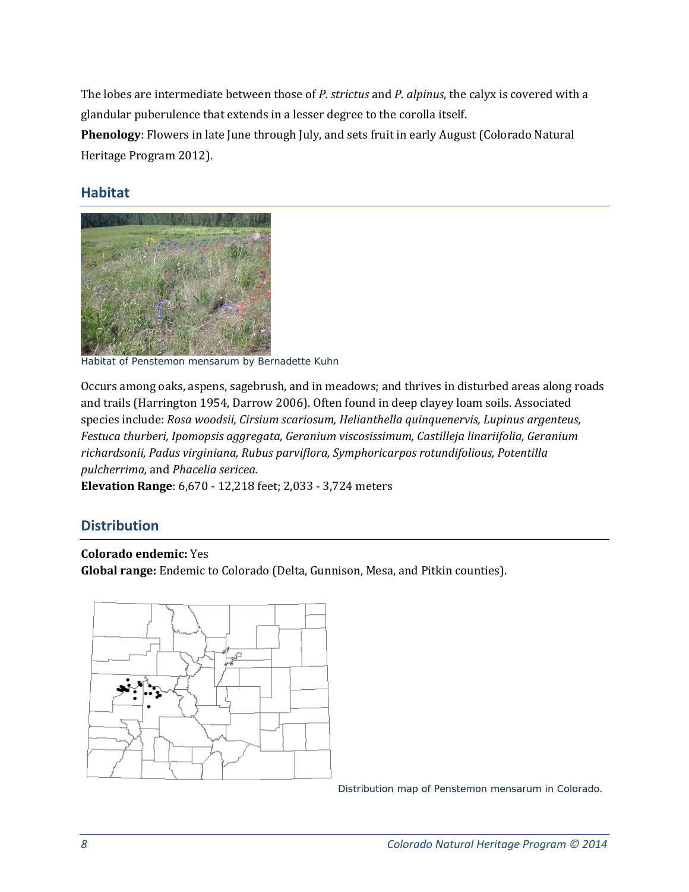The lobes are intermediate between those of *P. strictus* and *P. alpinus*, the calyx is covered with a glandular puberulence that extends in a lesser degree to the corolla itself.
**Phenology**: Flowers in late June through July, and sets fruit in early August (Colorado Natural Heritage Program 2012).

## Habitat

Habitat of Penstemon mensarum by Bernadette Kuhn

Occurs among oaks, aspens, sagebrush, and in meadows; and thrives in disturbed areas along roads and trails (Harrington 1954, Darrow 2006). Often found in deep clayey loam soils. Associated species include: *Rosa woodsii, Cirsium scariosum, Helianthella quinquenervis, Lupinus argenteus, Festuca thurberi, Ipomopsis aggregata, Geranium viscosissimum, Castilleja linariifolia, Geranium richardsonii, Padus virginiana, Rubus parviflora, Symphoricarpos rotundifolious, Potentilla pulcherrima,* and *Phacelia sericea.*
**Elevation Range**: 6,670 - 12,218 feet; 2,033 - 3,724 meters

## Distribution

**Colorado endemic:** Yes
**Global range:** Endemic to Colorado (Delta, Gunnison, Mesa, and Pitkin counties).

Distribution map of Penstemon mensarum in Colorado.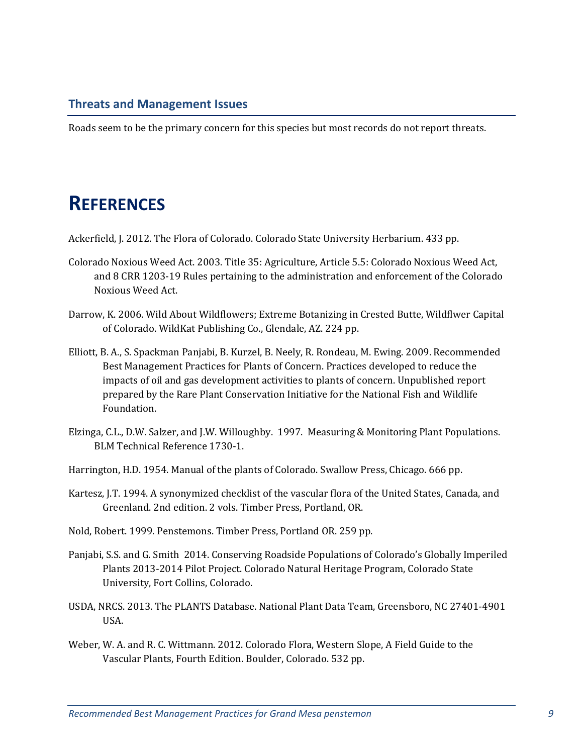### Threats and Management Issues

Roads seem to be the primary concern for this species but most records do not report threats.

# REFERENCES

Ackerfield, J. 2012. The Flora of Colorado. Colorado State University Herbarium. 433 pp.

Colorado Noxious Weed Act. 2003. Title 35: Agriculture, Article 5.5: Colorado Noxious Weed Act, and 8 CRR 1203-19 Rules pertaining to the administration and enforcement of the Colorado Noxious Weed Act.

Darrow, K. 2006. Wild About Wildflowers; Extreme Botanizing in Crested Butte, Wildflwer Capital of Colorado. WildKat Publishing Co., Glendale, AZ. 224 pp.

Elliott, B. A., S. Spackman Panjabi, B. Kurzel, B. Neely, R. Rondeau, M. Ewing. 2009. Recommended Best Management Practices for Plants of Concern. Practices developed to reduce the impacts of oil and gas development activities to plants of concern. Unpublished report prepared by the Rare Plant Conservation Initiative for the National Fish and Wildlife Foundation.

Elzinga, C.L., D.W. Salzer, and J.W. Willoughby. 1997. Measuring & Monitoring Plant Populations. BLM Technical Reference 1730-1.

Harrington, H.D. 1954. Manual of the plants of Colorado. Swallow Press, Chicago. 666 pp.

Kartesz, J.T. 1994. A synonymized checklist of the vascular flora of the United States, Canada, and Greenland. 2nd edition. 2 vols. Timber Press, Portland, OR.

Nold, Robert. 1999. Penstemons. Timber Press, Portland OR. 259 pp.

Panjabi, S.S. and G. Smith 2014. Conserving Roadside Populations of Colorado's Globally Imperiled Plants 2013-2014 Pilot Project. Colorado Natural Heritage Program, Colorado State University, Fort Collins, Colorado.

USDA, NRCS. 2013. The PLANTS Database. National Plant Data Team, Greensboro, NC 27401-4901 USA.

Weber, W. A. and R. C. Wittmann. 2012. Colorado Flora, Western Slope, A Field Guide to the Vascular Plants, Fourth Edition. Boulder, Colorado. 532 pp.